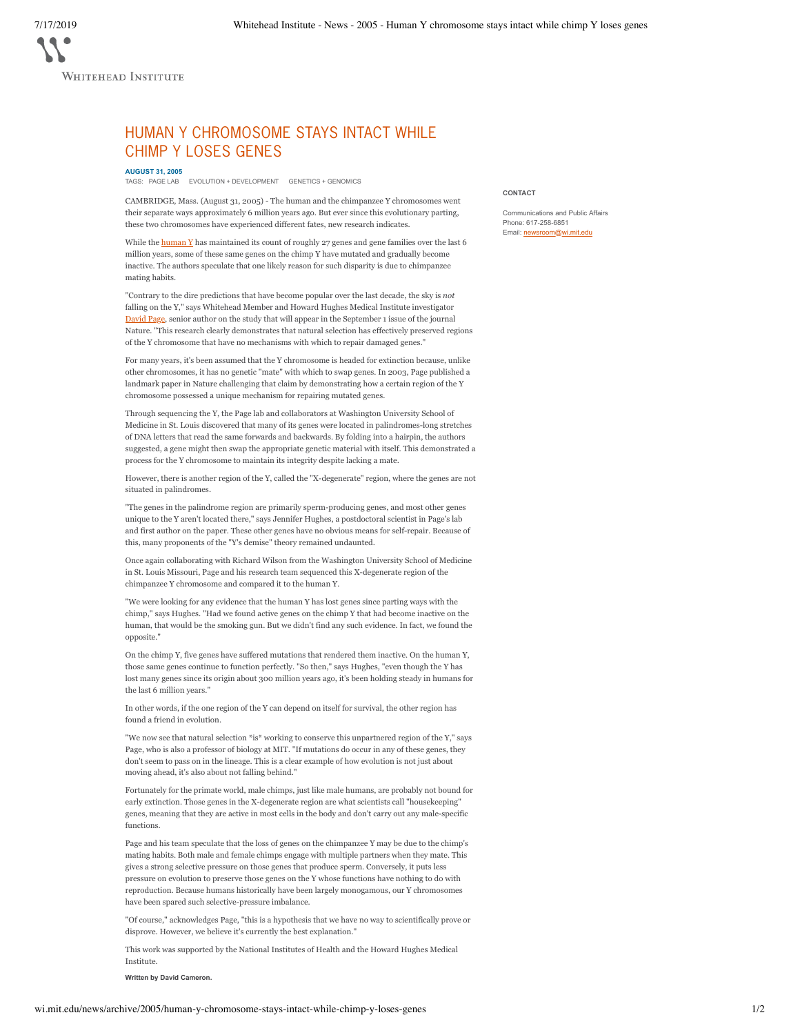# HUMAN Y CHROMOSOME STAYS INTACT WHILE CHIMP Y LOSES GENES

**AUGUST 31, 2005**

TAGS: PAGE LAB EVOLUTION + DEVELOPMENT GENETICS + GENOMICS

CAMBRIDGE, Mass. (August 31, 2005) - The human and the chimpanzee Y chromosomes went their separate ways approximately 6 million years ago. But ever since this evolutionary parting, these two chromosomes have experienced different fates, new research indicates.

While the human Y has maintained its count of roughly 27 genes and gene families over the last 6 million years, some of these same genes on the chimp Y have mutated and gradually become inactive. The authors speculate that one likely reason for such disparity is due to chimpanzee mating habits.

"Contrary to the dire predictions that have become popular over the last decade, the sky is *not* falling on the Y," says Whitehead Member and Howard Hughes Medical Institute investigator David Page, senior author on the study that will appear in the September 1 issue of the journal Nature. "This research clearly demonstrates that natural selection has effectively preserved regions of the Y chromosome that have no mechanisms with which to repair damaged genes."

For many years, it's been assumed that the Y chromosome is headed for extinction because, unlike other chromosomes, it has no genetic "mate" with which to swap genes. In 2003, Page published a landmark paper in Nature challenging that claim by demonstrating how a certain region of the Y chromosome possessed a unique mechanism for repairing mutated genes.

Through sequencing the Y, the Page lab and collaborators at Washington University School of Medicine in St. Louis discovered that many of its genes were located in palindromes-long stretches of DNA letters that read the same forwards and backwards. By folding into a hairpin, the authors suggested, a gene might then swap the appropriate genetic material with itself. This demonstrated a process for the Y chromosome to maintain its integrity despite lacking a mate.

However, there is another region of the Y, called the "X-degenerate" region, where the genes are not situated in palindromes.

"The genes in the palindrome region are primarily sperm-producing genes, and most other genes unique to the Y aren't located there," says Jennifer Hughes, a postdoctoral scientist in Page's lab and first author on the paper. These other genes have no obvious means for self-repair. Because of this, many proponents of the "Y's demise" theory remained undaunted.

Once again collaborating with Richard Wilson from the Washington University School of Medicine in St. Louis Missouri, Page and his research team sequenced this X-degenerate region of the chimpanzee Y chromosome and compared it to the human Y.

"We were looking for any evidence that the human Y has lost genes since parting ways with the chimp," says Hughes. "Had we found active genes on the chimp Y that had become inactive on the human, that would be the smoking gun. But we didn't find any such evidence. In fact, we found the opposite."

On the chimp Y, five genes have suffered mutations that rendered them inactive. On the human Y, those same genes continue to function perfectly. "So then," says Hughes, "even though the Y has lost many genes since its origin about 300 million years ago, it's been holding steady in humans for the last 6 million years."

In other words, if the one region of the Y can depend on itself for survival, the other region has found a friend in evolution.

"We now see that natural selection *is* working to conserve this unpartnered region of the Y," says Page, who is also a professor of biology at MIT. "If mutations do occur in any of these genes, they don't seem to pass on in the lineage. This is a clear example of how evolution is not just about moving ahead, it's also about not falling behind."

Fortunately for the primate world, male chimps, just like male humans, are probably not bound for early extinction. Those genes in the X-degenerate region are what scientists call "housekeeping" genes, meaning that they are active in most cells in the body and don't carry out any male-specific functions.

Page and his team speculate that the loss of genes on the chimpanzee Y may be due to the chimp's mating habits. Both male and female chimps engage with multiple partners when they mate. This gives a strong selective pressure on those genes that produce sperm. Conversely, it puts less pressure on evolution to preserve those genes on the Y whose functions have nothing to do with reproduction. Because humans historically have been largely monogamous, our Y chromosomes have been spared such selective-pressure imbalance.

"Of course," acknowledges Page, "this is a hypothesis that we have no way to scientifically prove or disprove. However, we believe it's currently the best explanation."

This work was supported by the National Institutes of Health and the Howard Hughes Medical Institute.

**Written by David Cameron.**

**CONTACT**

Communications and Public Affairs
Phone: 617-258-6851
Email: newsroom@wi.mit.edu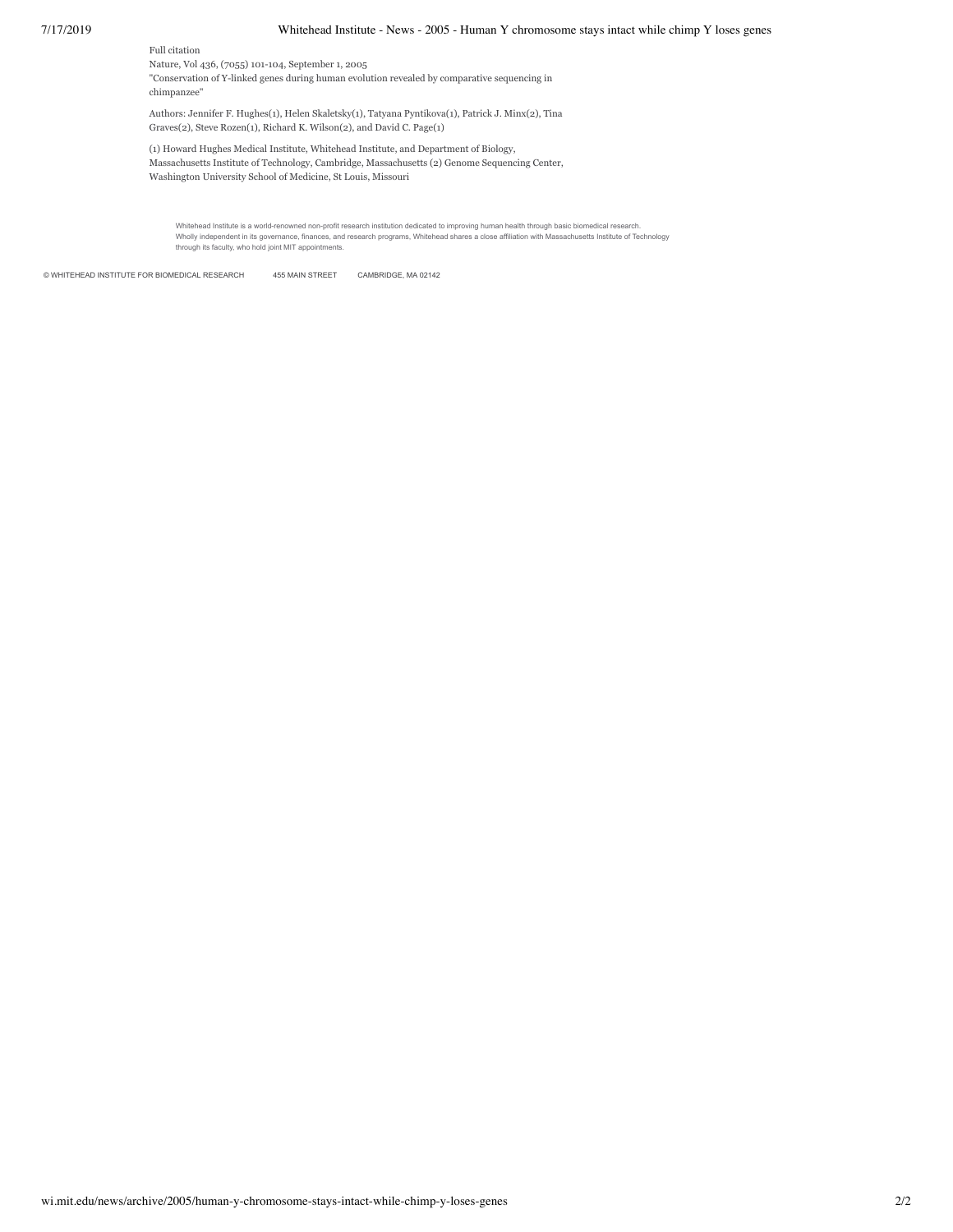Full citation
Nature, Vol 436, (7055) 101-104, September 1, 2005
"Conservation of Y-linked genes during human evolution revealed by comparative sequencing in chimpanzee"

Authors: Jennifer F. Hughes(1), Helen Skaletsky(1), Tatyana Pyntikova(1), Patrick J. Minx(2), Tina Graves(2), Steve Rozen(1), Richard K. Wilson(2), and David C. Page(1)

(1) Howard Hughes Medical Institute, Whitehead Institute, and Department of Biology, Massachusetts Institute of Technology, Cambridge, Massachusetts (2) Genome Sequencing Center, Washington University School of Medicine, St Louis, Missouri

Whitehead Institute is a world-renowned non-profit research institution dedicated to improving human health through basic biomedical research.
Wholly independent in its governance, finances, and research programs, Whitehead shares a close affiliation with Massachusetts Institute of Technology through its faculty, who hold joint MIT appointments.

© WHITEHEAD INSTITUTE FOR BIOMEDICAL RESEARCH 455 MAIN STREET CAMBRIDGE, MA 02142